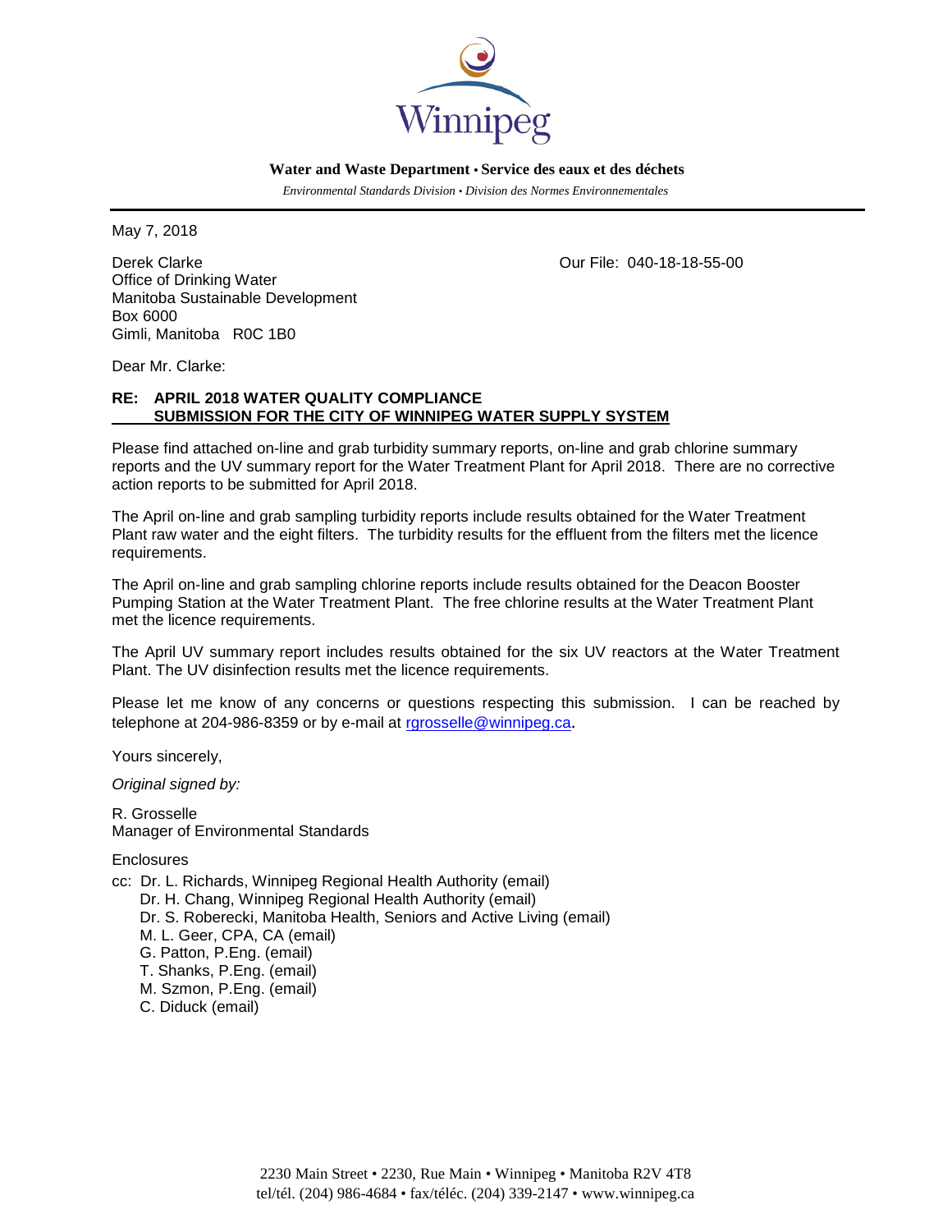Winnipeg

**Water and Waste Department • Service des eaux et des déchets**

*Environmental Standards Division • Division des Normes Environnementales*

May 7, 2018

Derek Clarke
Office of Drinking Water
Manitoba Sustainable Development
Box 6000
Gimli, Manitoba R0C 1B0

Our File: 040-18-18-55-00

Dear Mr. Clarke:

**RE: APRIL 2018 WATER QUALITY COMPLIANCE SUBMISSION FOR THE CITY OF WINNIPEG WATER SUPPLY SYSTEM**

Please find attached on-line and grab turbidity summary reports, on-line and grab chlorine summary reports and the UV summary report for the Water Treatment Plant for April 2018. There are no corrective action reports to be submitted for April 2018.

The April on-line and grab sampling turbidity reports include results obtained for the Water Treatment Plant raw water and the eight filters. The turbidity results for the effluent from the filters met the licence requirements.

The April on-line and grab sampling chlorine reports include results obtained for the Deacon Booster Pumping Station at the Water Treatment Plant. The free chlorine results at the Water Treatment Plant met the licence requirements.

The April UV summary report includes results obtained for the six UV reactors at the Water Treatment Plant. The UV disinfection results met the licence requirements.

Please let me know of any concerns or questions respecting this submission. I can be reached by telephone at 204-986-8359 or by e-mail at rgrosselle@winnipeg.ca.

Yours sincerely,

*Original signed by:*

R. Grosselle
Manager of Environmental Standards

Enclosures

cc: Dr. L. Richards, Winnipeg Regional Health Authority (email)
Dr. H. Chang, Winnipeg Regional Health Authority (email)
Dr. S. Roberecki, Manitoba Health, Seniors and Active Living (email)
M. L. Geer, CPA, CA (email)
G. Patton, P.Eng. (email)
T. Shanks, P.Eng. (email)
M. Szmon, P.Eng. (email)
C. Diduck (email)

2230 Main Street • 2230, Rue Main • Winnipeg • Manitoba R2V 4T8
tel/tél. (204) 986-4684 • fax/téléc. (204) 339-2147 • www.winnipeg.ca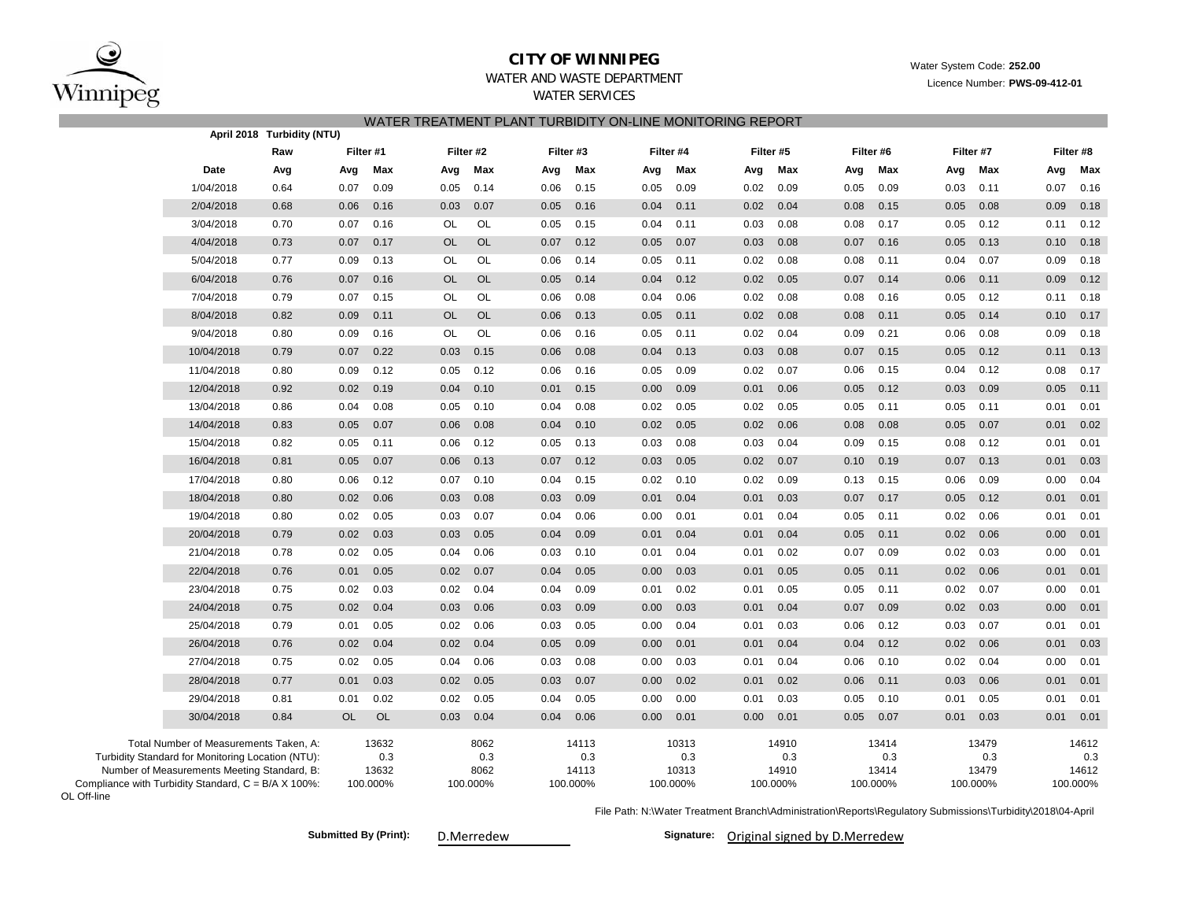**CITY OF WINNIPEG**

WATER AND WASTE DEPARTMENT

WATER SERVICES

Water System Code: **252.00**

Licence Number: **PWS-09-412-01**

WATER TREATMENT PLANT TURBIDITY ON-LINE MONITORING REPORT

| April 2018 Turbidity (NTU) | Raw | Filter #1 | | Filter #2 | | Filter #3 | | Filter #4 | | Filter #5 | | Filter #6 | | Filter #7 | | Filter #8 | |
|---|---|---|---|---|---|---|---|---|---|---|---|---|---|---|---|---|---|
| Date | Avg | Avg | Max | Avg | Max | Avg | Max | Avg | Max | Avg | Max | Avg | Max | Avg | Max | Avg | Max |
| 1/04/2018 | 0.64 | 0.07 | 0.09 | 0.05 | 0.14 | 0.06 | 0.15 | 0.05 | 0.09 | 0.02 | 0.09 | 0.05 | 0.09 | 0.03 | 0.11 | 0.07 | 0.16 |
| 2/04/2018 | 0.68 | 0.06 | 0.16 | 0.03 | 0.07 | 0.05 | 0.16 | 0.04 | 0.11 | 0.02 | 0.04 | 0.08 | 0.15 | 0.05 | 0.08 | 0.09 | 0.18 |
| 3/04/2018 | 0.70 | 0.07 | 0.16 | OL | OL | 0.05 | 0.15 | 0.04 | 0.11 | 0.03 | 0.08 | 0.08 | 0.17 | 0.05 | 0.12 | 0.11 | 0.12 |
| 4/04/2018 | 0.73 | 0.07 | 0.17 | OL | OL | 0.07 | 0.12 | 0.05 | 0.07 | 0.03 | 0.08 | 0.07 | 0.16 | 0.05 | 0.13 | 0.10 | 0.18 |
| 5/04/2018 | 0.77 | 0.09 | 0.13 | OL | OL | 0.06 | 0.14 | 0.05 | 0.11 | 0.02 | 0.08 | 0.08 | 0.11 | 0.04 | 0.07 | 0.09 | 0.18 |
| 6/04/2018 | 0.76 | 0.07 | 0.16 | OL | OL | 0.05 | 0.14 | 0.04 | 0.12 | 0.02 | 0.05 | 0.07 | 0.14 | 0.06 | 0.11 | 0.09 | 0.12 |
| 7/04/2018 | 0.79 | 0.07 | 0.15 | OL | OL | 0.06 | 0.08 | 0.04 | 0.06 | 0.02 | 0.08 | 0.08 | 0.16 | 0.05 | 0.12 | 0.11 | 0.18 |
| 8/04/2018 | 0.82 | 0.09 | 0.11 | OL | OL | 0.06 | 0.13 | 0.05 | 0.11 | 0.02 | 0.08 | 0.08 | 0.11 | 0.05 | 0.14 | 0.10 | 0.17 |
| 9/04/2018 | 0.80 | 0.09 | 0.16 | OL | OL | 0.06 | 0.16 | 0.05 | 0.11 | 0.02 | 0.04 | 0.09 | 0.21 | 0.06 | 0.08 | 0.09 | 0.18 |
| 10/04/2018 | 0.79 | 0.07 | 0.22 | 0.03 | 0.15 | 0.06 | 0.08 | 0.04 | 0.13 | 0.03 | 0.08 | 0.07 | 0.15 | 0.05 | 0.12 | 0.11 | 0.13 |
| 11/04/2018 | 0.80 | 0.09 | 0.12 | 0.05 | 0.12 | 0.06 | 0.16 | 0.05 | 0.09 | 0.02 | 0.07 | 0.06 | 0.15 | 0.04 | 0.12 | 0.08 | 0.17 |
| 12/04/2018 | 0.92 | 0.02 | 0.19 | 0.04 | 0.10 | 0.01 | 0.15 | 0.00 | 0.09 | 0.01 | 0.06 | 0.05 | 0.12 | 0.03 | 0.09 | 0.05 | 0.11 |
| 13/04/2018 | 0.86 | 0.04 | 0.08 | 0.05 | 0.10 | 0.04 | 0.08 | 0.02 | 0.05 | 0.02 | 0.05 | 0.05 | 0.11 | 0.05 | 0.11 | 0.01 | 0.01 |
| 14/04/2018 | 0.83 | 0.05 | 0.07 | 0.06 | 0.08 | 0.04 | 0.10 | 0.02 | 0.05 | 0.02 | 0.06 | 0.08 | 0.08 | 0.05 | 0.07 | 0.01 | 0.02 |
| 15/04/2018 | 0.82 | 0.05 | 0.11 | 0.06 | 0.12 | 0.05 | 0.13 | 0.03 | 0.08 | 0.03 | 0.04 | 0.09 | 0.15 | 0.08 | 0.12 | 0.01 | 0.01 |
| 16/04/2018 | 0.81 | 0.05 | 0.07 | 0.06 | 0.13 | 0.07 | 0.12 | 0.03 | 0.05 | 0.02 | 0.07 | 0.10 | 0.19 | 0.07 | 0.13 | 0.01 | 0.03 |
| 17/04/2018 | 0.80 | 0.06 | 0.12 | 0.07 | 0.10 | 0.04 | 0.15 | 0.02 | 0.10 | 0.02 | 0.09 | 0.13 | 0.15 | 0.06 | 0.09 | 0.00 | 0.04 |
| 18/04/2018 | 0.80 | 0.02 | 0.06 | 0.03 | 0.08 | 0.03 | 0.09 | 0.01 | 0.04 | 0.01 | 0.03 | 0.07 | 0.17 | 0.05 | 0.12 | 0.01 | 0.01 |
| 19/04/2018 | 0.80 | 0.02 | 0.05 | 0.03 | 0.07 | 0.04 | 0.06 | 0.00 | 0.01 | 0.01 | 0.04 | 0.05 | 0.11 | 0.02 | 0.06 | 0.01 | 0.01 |
| 20/04/2018 | 0.79 | 0.02 | 0.03 | 0.03 | 0.05 | 0.04 | 0.09 | 0.01 | 0.04 | 0.01 | 0.04 | 0.05 | 0.11 | 0.02 | 0.06 | 0.00 | 0.01 |
| 21/04/2018 | 0.78 | 0.02 | 0.05 | 0.04 | 0.06 | 0.03 | 0.10 | 0.01 | 0.04 | 0.01 | 0.02 | 0.07 | 0.09 | 0.02 | 0.03 | 0.00 | 0.01 |
| 22/04/2018 | 0.76 | 0.01 | 0.05 | 0.02 | 0.07 | 0.04 | 0.05 | 0.00 | 0.03 | 0.01 | 0.05 | 0.05 | 0.11 | 0.02 | 0.06 | 0.01 | 0.01 |
| 23/04/2018 | 0.75 | 0.02 | 0.03 | 0.02 | 0.04 | 0.04 | 0.09 | 0.01 | 0.02 | 0.01 | 0.05 | 0.05 | 0.11 | 0.02 | 0.07 | 0.00 | 0.01 |
| 24/04/2018 | 0.75 | 0.02 | 0.04 | 0.03 | 0.06 | 0.03 | 0.09 | 0.00 | 0.03 | 0.01 | 0.04 | 0.07 | 0.09 | 0.02 | 0.03 | 0.00 | 0.01 |
| 25/04/2018 | 0.79 | 0.01 | 0.05 | 0.02 | 0.06 | 0.03 | 0.05 | 0.00 | 0.04 | 0.01 | 0.03 | 0.06 | 0.12 | 0.03 | 0.07 | 0.01 | 0.01 |
| 26/04/2018 | 0.76 | 0.02 | 0.04 | 0.02 | 0.04 | 0.05 | 0.09 | 0.00 | 0.01 | 0.01 | 0.04 | 0.04 | 0.12 | 0.02 | 0.06 | 0.01 | 0.03 |
| 27/04/2018 | 0.75 | 0.02 | 0.05 | 0.04 | 0.06 | 0.03 | 0.08 | 0.00 | 0.03 | 0.01 | 0.04 | 0.06 | 0.10 | 0.02 | 0.04 | 0.00 | 0.01 |
| 28/04/2018 | 0.77 | 0.01 | 0.03 | 0.02 | 0.05 | 0.03 | 0.07 | 0.00 | 0.02 | 0.01 | 0.02 | 0.06 | 0.11 | 0.03 | 0.06 | 0.01 | 0.01 |
| 29/04/2018 | 0.81 | 0.01 | 0.02 | 0.02 | 0.05 | 0.04 | 0.05 | 0.00 | 0.00 | 0.01 | 0.03 | 0.05 | 0.10 | 0.01 | 0.05 | 0.01 | 0.01 |
| 30/04/2018 | 0.84 | OL | OL | 0.03 | 0.04 | 0.04 | 0.06 | 0.00 | 0.01 | 0.00 | 0.01 | 0.05 | 0.07 | 0.01 | 0.03 | 0.01 | 0.01 |

| | Filter #1 | Filter #2 | Filter #3 | Filter #4 | Filter #5 | Filter #6 | Filter #7 | Filter #8 |
|---|---|---|---|---|---|---|---|---|
| Total Number of Measurements Taken, A: | 13632 | 8062 | 14113 | 10313 | 14910 | 13414 | 13479 | 14612 |
| Turbidity Standard for Monitoring Location (NTU): | 0.3 | 0.3 | 0.3 | 0.3 | 0.3 | 0.3 | 0.3 | 0.3 |
| Number of Measurements Meeting Standard, B: | 13632 | 8062 | 14113 | 10313 | 14910 | 13414 | 13479 | 14612 |
| Compliance with Turbidity Standard, C = B/A X 100%: | 100.000% | 100.000% | 100.000% | 100.000% | 100.000% | 100.000% | 100.000% | 100.000% |

OL Off-line

File Path: N:\Water Treatment Branch\Administration\Reports\Regulatory Submissions\Turbidity\2018\04-April

**Submitted By (Print):** D.Merredew

**Signature:** Original signed by D.Merredew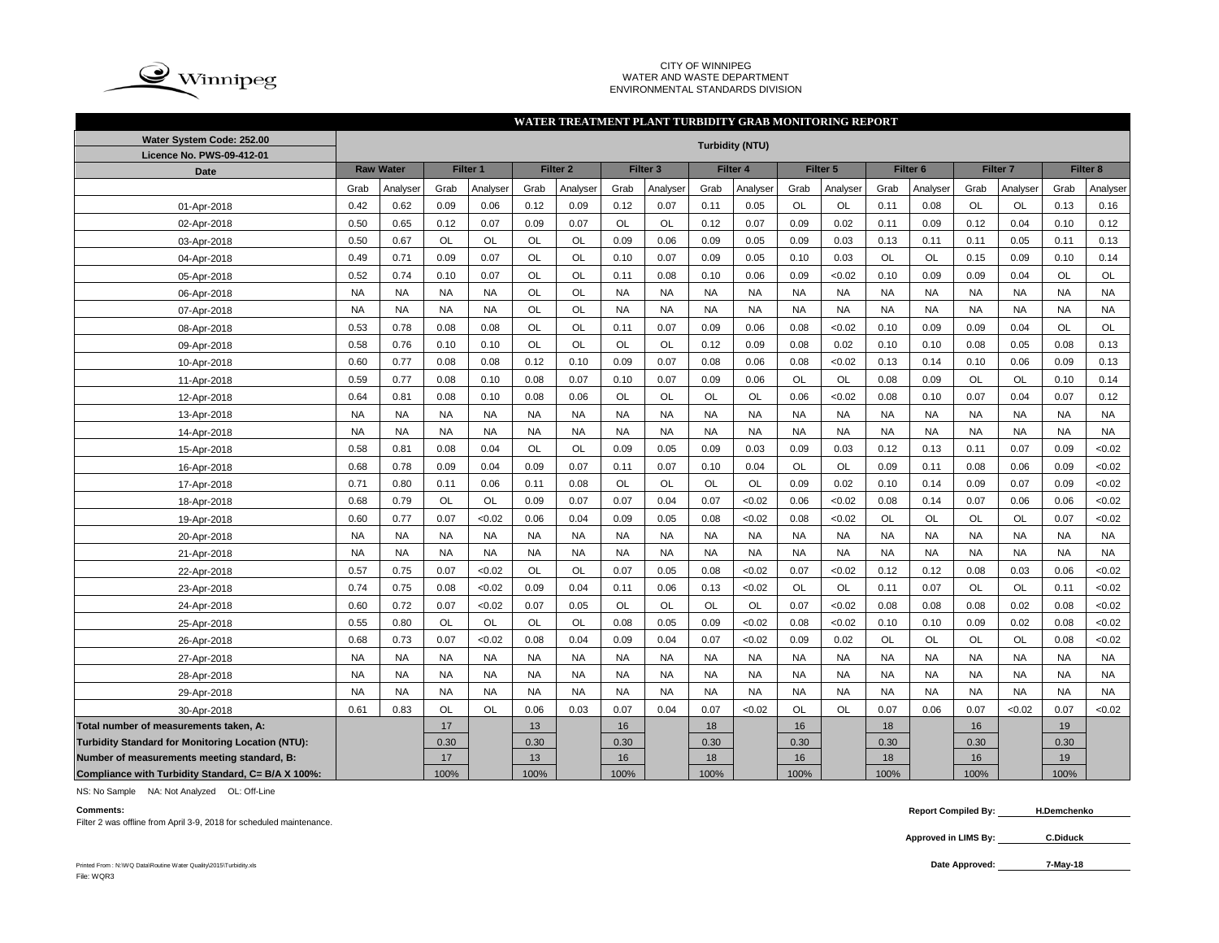CITY OF WINNIPEG
WATER AND WASTE DEPARTMENT
ENVIRONMENTAL STANDARDS DIVISION

## WATER TREATMENT PLANT TURBIDITY GRAB MONITORING REPORT

| Water System Code: 252.00 | Turbidity (NTU) | | | | | | | | | | | | | | | | | |
|---|---|---|---|---|---|---|---|---|---|---|---|---|---|---|---|---|---|---|
| Licence No. PWS-09-412-01 | | | | | | | | | | | | | | | | | | |
| Date | Raw Water | | Filter 1 | | Filter 2 | | Filter 3 | | Filter 4 | | Filter 5 | | Filter 6 | | Filter 7 | | Filter 8 | |
| | Grab | Analyser | Grab | Analyser | Grab | Analyser | Grab | Analyser | Grab | Analyser | Grab | Analyser | Grab | Analyser | Grab | Analyser | Grab | Analyser |
| 01-Apr-2018 | 0.42 | 0.62 | 0.09 | 0.06 | 0.12 | 0.09 | 0.12 | 0.07 | 0.11 | 0.05 | OL | OL | 0.11 | 0.08 | OL | OL | 0.13 | 0.16 |
| 02-Apr-2018 | 0.50 | 0.65 | 0.12 | 0.07 | 0.09 | 0.07 | OL | OL | 0.12 | 0.07 | 0.09 | 0.02 | 0.11 | 0.09 | 0.12 | 0.04 | 0.10 | 0.12 |
| 03-Apr-2018 | 0.50 | 0.67 | OL | OL | OL | OL | 0.09 | 0.06 | 0.09 | 0.05 | 0.09 | 0.03 | 0.13 | 0.11 | 0.11 | 0.05 | 0.11 | 0.13 |
| 04-Apr-2018 | 0.49 | 0.71 | 0.09 | 0.07 | OL | OL | 0.10 | 0.07 | 0.09 | 0.05 | 0.10 | 0.03 | OL | OL | 0.15 | 0.09 | 0.10 | 0.14 |
| 05-Apr-2018 | 0.52 | 0.74 | 0.10 | 0.07 | OL | OL | 0.11 | 0.08 | 0.10 | 0.06 | 0.09 | <0.02 | 0.10 | 0.09 | 0.09 | 0.04 | OL | OL |
| 06-Apr-2018 | NA | NA | NA | NA | OL | OL | NA | NA | NA | NA | NA | NA | NA | NA | NA | NA | NA | NA |
| 07-Apr-2018 | NA | NA | NA | NA | OL | OL | NA | NA | NA | NA | NA | NA | NA | NA | NA | NA | NA | NA |
| 08-Apr-2018 | 0.53 | 0.78 | 0.08 | 0.08 | OL | OL | 0.11 | 0.07 | 0.09 | 0.06 | 0.08 | <0.02 | 0.10 | 0.09 | 0.09 | 0.04 | OL | OL |
| 09-Apr-2018 | 0.58 | 0.76 | 0.10 | 0.10 | OL | OL | OL | OL | 0.12 | 0.09 | 0.08 | 0.02 | 0.10 | 0.10 | 0.08 | 0.05 | 0.08 | 0.13 |
| 10-Apr-2018 | 0.60 | 0.77 | 0.08 | 0.08 | 0.12 | 0.10 | 0.09 | 0.07 | 0.08 | 0.06 | 0.08 | <0.02 | 0.13 | 0.14 | 0.10 | 0.06 | 0.09 | 0.13 |
| 11-Apr-2018 | 0.59 | 0.77 | 0.08 | 0.10 | 0.08 | 0.07 | 0.10 | 0.07 | 0.09 | 0.06 | OL | OL | 0.08 | 0.09 | OL | OL | 0.10 | 0.14 |
| 12-Apr-2018 | 0.64 | 0.81 | 0.08 | 0.10 | 0.08 | 0.06 | OL | OL | OL | OL | 0.06 | <0.02 | 0.08 | 0.10 | 0.07 | 0.04 | 0.07 | 0.12 |
| 13-Apr-2018 | NA | NA | NA | NA | NA | NA | NA | NA | NA | NA | NA | NA | NA | NA | NA | NA | NA | NA |
| 14-Apr-2018 | NA | NA | NA | NA | NA | NA | NA | NA | NA | NA | NA | NA | NA | NA | NA | NA | NA | NA |
| 15-Apr-2018 | 0.58 | 0.81 | 0.08 | 0.04 | OL | OL | 0.09 | 0.05 | 0.09 | 0.03 | 0.09 | 0.03 | 0.12 | 0.13 | 0.11 | 0.07 | 0.09 | <0.02 |
| 16-Apr-2018 | 0.68 | 0.78 | 0.09 | 0.04 | 0.09 | 0.07 | 0.11 | 0.07 | 0.10 | 0.04 | OL | OL | 0.09 | 0.11 | 0.08 | 0.06 | 0.09 | <0.02 |
| 17-Apr-2018 | 0.71 | 0.80 | 0.11 | 0.06 | 0.11 | 0.08 | OL | OL | OL | OL | 0.09 | 0.02 | 0.10 | 0.14 | 0.09 | 0.07 | 0.09 | <0.02 |
| 18-Apr-2018 | 0.68 | 0.79 | OL | OL | 0.09 | 0.07 | 0.07 | 0.04 | 0.07 | <0.02 | 0.06 | <0.02 | 0.08 | 0.14 | 0.07 | 0.06 | 0.06 | <0.02 |
| 19-Apr-2018 | 0.60 | 0.77 | 0.07 | <0.02 | 0.06 | 0.04 | 0.09 | 0.05 | 0.08 | <0.02 | 0.08 | <0.02 | OL | OL | OL | OL | 0.07 | <0.02 |
| 20-Apr-2018 | NA | NA | NA | NA | NA | NA | NA | NA | NA | NA | NA | NA | NA | NA | NA | NA | NA | NA |
| 21-Apr-2018 | NA | NA | NA | NA | NA | NA | NA | NA | NA | NA | NA | NA | NA | NA | NA | NA | NA | NA |
| 22-Apr-2018 | 0.57 | 0.75 | 0.07 | <0.02 | OL | OL | 0.07 | 0.05 | 0.08 | <0.02 | 0.07 | <0.02 | 0.12 | 0.12 | 0.08 | 0.03 | 0.06 | <0.02 |
| 23-Apr-2018 | 0.74 | 0.75 | 0.08 | <0.02 | 0.09 | 0.04 | 0.11 | 0.06 | 0.13 | <0.02 | OL | OL | 0.11 | 0.07 | OL | OL | 0.11 | <0.02 |
| 24-Apr-2018 | 0.60 | 0.72 | 0.07 | <0.02 | 0.07 | 0.05 | OL | OL | OL | OL | 0.07 | <0.02 | 0.08 | 0.08 | 0.08 | 0.02 | 0.08 | <0.02 |
| 25-Apr-2018 | 0.55 | 0.80 | OL | OL | OL | OL | 0.08 | 0.05 | 0.09 | <0.02 | 0.08 | <0.02 | 0.10 | 0.10 | 0.09 | 0.02 | 0.08 | <0.02 |
| 26-Apr-2018 | 0.68 | 0.73 | 0.07 | <0.02 | 0.08 | 0.04 | 0.09 | 0.04 | 0.07 | <0.02 | 0.09 | 0.02 | OL | OL | OL | OL | 0.08 | <0.02 |
| 27-Apr-2018 | NA | NA | NA | NA | NA | NA | NA | NA | NA | NA | NA | NA | NA | NA | NA | NA | NA | NA |
| 28-Apr-2018 | NA | NA | NA | NA | NA | NA | NA | NA | NA | NA | NA | NA | NA | NA | NA | NA | NA | NA |
| 29-Apr-2018 | NA | NA | NA | NA | NA | NA | NA | NA | NA | NA | NA | NA | NA | NA | NA | NA | NA | NA |
| 30-Apr-2018 | 0.61 | 0.83 | OL | OL | 0.06 | 0.03 | 0.07 | 0.04 | 0.07 | <0.02 | OL | OL | 0.07 | 0.06 | 0.07 | <0.02 | 0.07 | <0.02 |
| Total number of measurements taken, A: | | | 17 | | 13 | | 16 | | 18 | | 16 | | 18 | | 16 | | 19 | |
| Turbidity Standard for Monitoring Location (NTU): | | | 0.30 | | 0.30 | | 0.30 | | 0.30 | | 0.30 | | 0.30 | | 0.30 | | 0.30 | |
| Number of measurements meeting standard, B: | | | 17 | | 13 | | 16 | | 18 | | 16 | | 18 | | 16 | | 19 | |
| Compliance with Turbidity Standard, C= B/A X 100%: | | | 100% | | 100% | | 100% | | 100% | | 100% | | 100% | | 100% | | 100% | |

NS: No Sample NA: Not Analyzed OL: Off-Line

**Comments:**

Filter 2 was offline from April 3-9, 2018 for scheduled maintenance.

**Report Compiled By:** H.Demchenko

**Approved in LIMS By:** C.Diduck

**Date Approved:** 7-May-18

Printed From : N:\WQ Data\Routine Water Quality\2015\Turbidity.xls
File: WQR3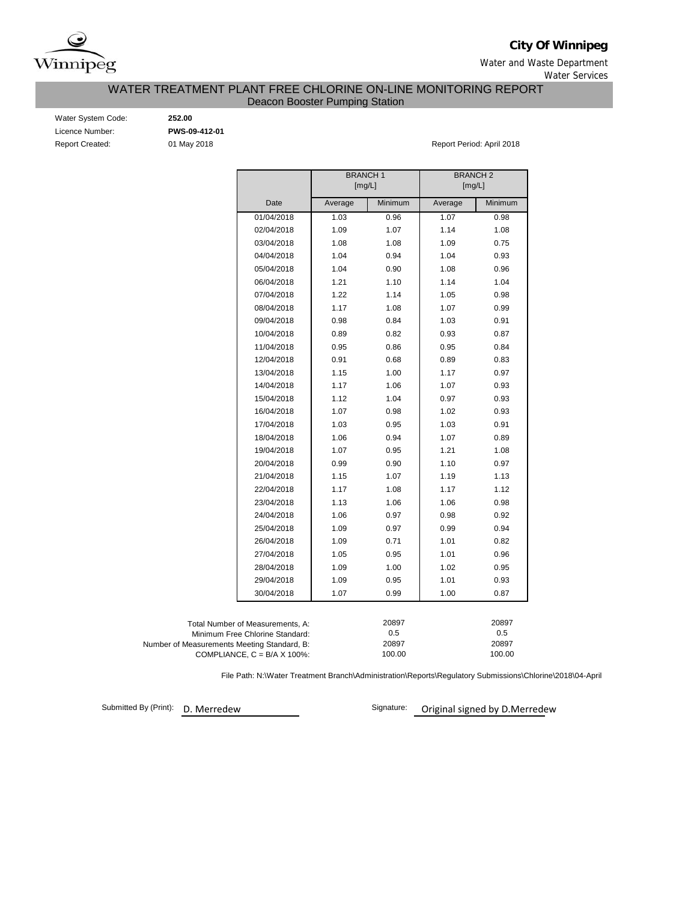**City Of Winnipeg**

Water and Waste Department

Water Services

# WATER TREATMENT PLANT FREE CHLORINE ON-LINE MONITORING REPORT

## Deacon Booster Pumping Station

Water System Code: **252.00**

Licence Number: **PWS-09-412-01**

Report Created: 01 May 2018

Report Period: April 2018

| | BRANCH 1 [mg/L] | | BRANCH 2 [mg/L] | |
|---|---|---|---|---|
| Date | Average | Minimum | Average | Minimum |
| 01/04/2018 | 1.03 | 0.96 | 1.07 | 0.98 |
| 02/04/2018 | 1.09 | 1.07 | 1.14 | 1.08 |
| 03/04/2018 | 1.08 | 1.08 | 1.09 | 0.75 |
| 04/04/2018 | 1.04 | 0.94 | 1.04 | 0.93 |
| 05/04/2018 | 1.04 | 0.90 | 1.08 | 0.96 |
| 06/04/2018 | 1.21 | 1.10 | 1.14 | 1.04 |
| 07/04/2018 | 1.22 | 1.14 | 1.05 | 0.98 |
| 08/04/2018 | 1.17 | 1.08 | 1.07 | 0.99 |
| 09/04/2018 | 0.98 | 0.84 | 1.03 | 0.91 |
| 10/04/2018 | 0.89 | 0.82 | 0.93 | 0.87 |
| 11/04/2018 | 0.95 | 0.86 | 0.95 | 0.84 |
| 12/04/2018 | 0.91 | 0.68 | 0.89 | 0.83 |
| 13/04/2018 | 1.15 | 1.00 | 1.17 | 0.97 |
| 14/04/2018 | 1.17 | 1.06 | 1.07 | 0.93 |
| 15/04/2018 | 1.12 | 1.04 | 0.97 | 0.93 |
| 16/04/2018 | 1.07 | 0.98 | 1.02 | 0.93 |
| 17/04/2018 | 1.03 | 0.95 | 1.03 | 0.91 |
| 18/04/2018 | 1.06 | 0.94 | 1.07 | 0.89 |
| 19/04/2018 | 1.07 | 0.95 | 1.21 | 1.08 |
| 20/04/2018 | 0.99 | 0.90 | 1.10 | 0.97 |
| 21/04/2018 | 1.15 | 1.07 | 1.19 | 1.13 |
| 22/04/2018 | 1.17 | 1.08 | 1.17 | 1.12 |
| 23/04/2018 | 1.13 | 1.06 | 1.06 | 0.98 |
| 24/04/2018 | 1.06 | 0.97 | 0.98 | 0.92 |
| 25/04/2018 | 1.09 | 0.97 | 0.99 | 0.94 |
| 26/04/2018 | 1.09 | 0.71 | 1.01 | 0.82 |
| 27/04/2018 | 1.05 | 0.95 | 1.01 | 0.96 |
| 28/04/2018 | 1.09 | 1.00 | 1.02 | 0.95 |
| 29/04/2018 | 1.09 | 0.95 | 1.01 | 0.93 |
| 30/04/2018 | 1.07 | 0.99 | 1.00 | 0.87 |

| | BRANCH 1 | BRANCH 2 |
|---|---|---|
| Total Number of Measurements, A: | 20897 | 20897 |
| Minimum Free Chlorine Standard: | 0.5 | 0.5 |
| Number of Measurements Meeting Standard, B: | 20897 | 20897 |
| COMPLIANCE, C = B/A X 100%: | 100.00 | 100.00 |

File Path: N:\Water Treatment Branch\Administration\Reports\Regulatory Submissions\Chlorine\2018\04-April

Submitted By (Print): D. Merredew

Signature: Original signed by D.Merredew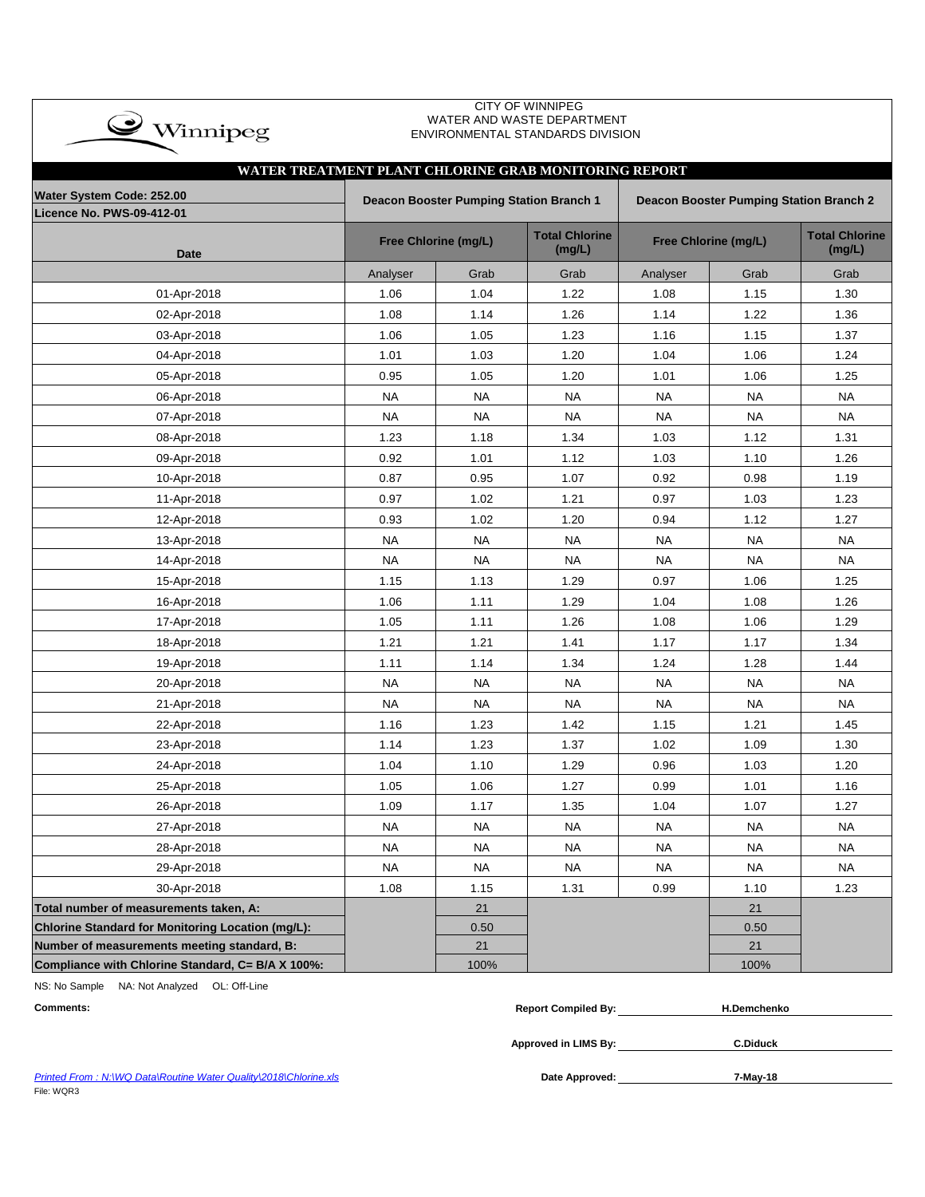CITY OF WINNIPEG
WATER AND WASTE DEPARTMENT
ENVIRONMENTAL STANDARDS DIVISION

## WATER TREATMENT PLANT CHLORINE GRAB MONITORING REPORT

| Water System Code: 252.00 Licence No. PWS-09-412-01 | Deacon Booster Pumping Station Branch 1 | | | Deacon Booster Pumping Station Branch 2 | | |
|---|---|---|---|---|---|---|
| **Date** | **Free Chlorine (mg/L)** | | **Total Chlorine (mg/L)** | **Free Chlorine (mg/L)** | | **Total Chlorine (mg/L)** |
| | Analyser | Grab | Grab | Analyser | Grab | Grab |
| 01-Apr-2018 | 1.06 | 1.04 | 1.22 | 1.08 | 1.15 | 1.30 |
| 02-Apr-2018 | 1.08 | 1.14 | 1.26 | 1.14 | 1.22 | 1.36 |
| 03-Apr-2018 | 1.06 | 1.05 | 1.23 | 1.16 | 1.15 | 1.37 |
| 04-Apr-2018 | 1.01 | 1.03 | 1.20 | 1.04 | 1.06 | 1.24 |
| 05-Apr-2018 | 0.95 | 1.05 | 1.20 | 1.01 | 1.06 | 1.25 |
| 06-Apr-2018 | NA | NA | NA | NA | NA | NA |
| 07-Apr-2018 | NA | NA | NA | NA | NA | NA |
| 08-Apr-2018 | 1.23 | 1.18 | 1.34 | 1.03 | 1.12 | 1.31 |
| 09-Apr-2018 | 0.92 | 1.01 | 1.12 | 1.03 | 1.10 | 1.26 |
| 10-Apr-2018 | 0.87 | 0.95 | 1.07 | 0.92 | 0.98 | 1.19 |
| 11-Apr-2018 | 0.97 | 1.02 | 1.21 | 0.97 | 1.03 | 1.23 |
| 12-Apr-2018 | 0.93 | 1.02 | 1.20 | 0.94 | 1.12 | 1.27 |
| 13-Apr-2018 | NA | NA | NA | NA | NA | NA |
| 14-Apr-2018 | NA | NA | NA | NA | NA | NA |
| 15-Apr-2018 | 1.15 | 1.13 | 1.29 | 0.97 | 1.06 | 1.25 |
| 16-Apr-2018 | 1.06 | 1.11 | 1.29 | 1.04 | 1.08 | 1.26 |
| 17-Apr-2018 | 1.05 | 1.11 | 1.26 | 1.08 | 1.06 | 1.29 |
| 18-Apr-2018 | 1.21 | 1.21 | 1.41 | 1.17 | 1.17 | 1.34 |
| 19-Apr-2018 | 1.11 | 1.14 | 1.34 | 1.24 | 1.28 | 1.44 |
| 20-Apr-2018 | NA | NA | NA | NA | NA | NA |
| 21-Apr-2018 | NA | NA | NA | NA | NA | NA |
| 22-Apr-2018 | 1.16 | 1.23 | 1.42 | 1.15 | 1.21 | 1.45 |
| 23-Apr-2018 | 1.14 | 1.23 | 1.37 | 1.02 | 1.09 | 1.30 |
| 24-Apr-2018 | 1.04 | 1.10 | 1.29 | 0.96 | 1.03 | 1.20 |
| 25-Apr-2018 | 1.05 | 1.06 | 1.27 | 0.99 | 1.01 | 1.16 |
| 26-Apr-2018 | 1.09 | 1.17 | 1.35 | 1.04 | 1.07 | 1.27 |
| 27-Apr-2018 | NA | NA | NA | NA | NA | NA |
| 28-Apr-2018 | NA | NA | NA | NA | NA | NA |
| 29-Apr-2018 | NA | NA | NA | NA | NA | NA |
| 30-Apr-2018 | 1.08 | 1.15 | 1.31 | 0.99 | 1.10 | 1.23 |
| **Total number of measurements taken, A:** | | 21 | | | 21 | |
| **Chlorine Standard for Monitoring Location (mg/L):** | | 0.50 | | | 0.50 | |
| **Number of measurements meeting standard, B:** | | 21 | | | 21 | |
| **Compliance with Chlorine Standard, C= B/A X 100%:** | | 100% | | | 100% | |

NS: No Sample NA: Not Analyzed OL: Off-Line

**Comments:**

**Report Compiled By:** H.Demchenko

**Approved in LIMS By:** C.Diduck

**Date Approved:** 7-May-18

Printed From : N:\WQ Data\Routine Water Quality\2018\Chlorine.xls
File: WQR3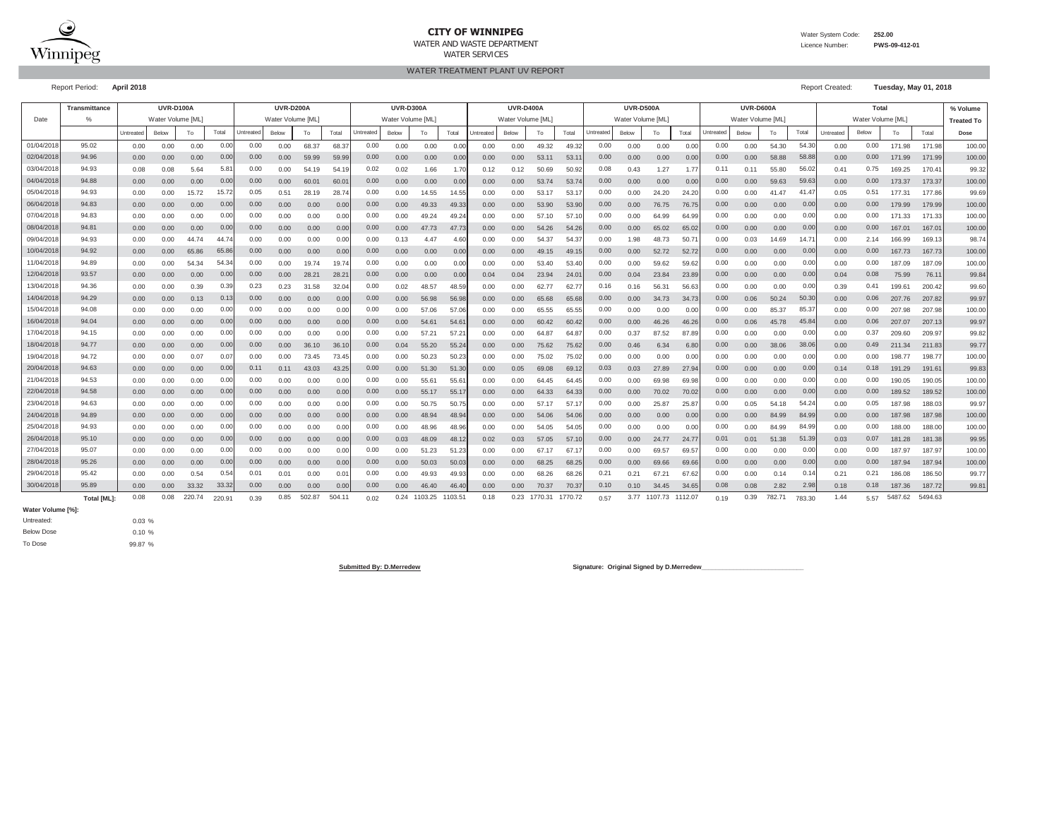**CITY OF WINNIPEG**

WATER AND WASTE DEPARTMENT

WATER SERVICES

Water System Code: **252.00**

Licence Number: **PWS-09-412-01**

## WATER TREATMENT PLANT UV REPORT

Report Period: **April 2018**

Report Created: **Tuesday, May 01, 2018**

| Date | Transmittance | UVR-D100A | | | | UVR-D200A | | | | UVR-D300A | | | | UVR-D400A | | | | UVR-D500A | | | | UVR-D600A | | | | Total | | | | % Volume |
|---|---|---|---|---|---|---|---|---|---|---|---|---|---|---|---|---|---|---|---|---|---|---|---|---|---|---|---|---|---|---|
| | % | Water Volume [ML] | | | | Water Volume [ML] | | | | Water Volume [ML] | | | | Water Volume [ML] | | | | Water Volume [ML] | | | | Water Volume [ML] | | | | Water Volume [ML] | | | | Treated To |
| | | Untreated | Below | To | Total | Untreated | Below | To | Total | Untreated | Below | To | Total | Untreated | Below | To | Total | Untreated | Below | To | Total | Untreated | Below | To | Total | Untreated | Below | To | Total | Dose |
| 01/04/2018 | 95.02 | 0.00 | 0.00 | 0.00 | 0.00 | 0.00 | 0.00 | 68.37 | 68.37 | 0.00 | 0.00 | 0.00 | 0.00 | 0.00 | 0.00 | 49.32 | 49.32 | 0.00 | 0.00 | 0.00 | 0.00 | 0.00 | 0.00 | 54.30 | 54.30 | 0.00 | 0.00 | 171.98 | 171.98 | 100.00 |
| 02/04/2018 | 94.96 | 0.00 | 0.00 | 0.00 | 0.00 | 0.00 | 0.00 | 59.99 | 59.99 | 0.00 | 0.00 | 0.00 | 0.00 | 0.00 | 0.00 | 53.11 | 53.11 | 0.00 | 0.00 | 0.00 | 0.00 | 0.00 | 0.00 | 58.88 | 58.88 | 0.00 | 0.00 | 171.99 | 171.99 | 100.00 |
| 03/04/2018 | 94.93 | 0.08 | 0.08 | 5.64 | 5.81 | 0.00 | 0.00 | 54.19 | 54.19 | 0.02 | 0.02 | 1.66 | 1.70 | 0.12 | 0.12 | 50.69 | 50.92 | 0.08 | 0.43 | 1.27 | 1.77 | 0.11 | 0.11 | 55.80 | 56.02 | 0.41 | 0.75 | 169.25 | 170.41 | 99.32 |
| 04/04/2018 | 94.88 | 0.00 | 0.00 | 0.00 | 0.00 | 0.00 | 0.00 | 60.01 | 60.01 | 0.00 | 0.00 | 0.00 | 0.00 | 0.00 | 0.00 | 53.74 | 53.74 | 0.00 | 0.00 | 0.00 | 0.00 | 0.00 | 0.00 | 59.63 | 59.63 | 0.00 | 0.00 | 173.37 | 173.37 | 100.00 |
| 05/04/2018 | 94.93 | 0.00 | 0.00 | 15.72 | 15.72 | 0.05 | 0.51 | 28.19 | 28.74 | 0.00 | 0.00 | 14.55 | 14.55 | 0.00 | 0.00 | 53.17 | 53.17 | 0.00 | 0.00 | 24.20 | 24.20 | 0.00 | 0.00 | 41.47 | 41.47 | 0.05 | 0.51 | 177.31 | 177.86 | 99.69 |
| 06/04/2018 | 94.83 | 0.00 | 0.00 | 0.00 | 0.00 | 0.00 | 0.00 | 0.00 | 0.00 | 0.00 | 0.00 | 49.33 | 49.33 | 0.00 | 0.00 | 53.90 | 53.90 | 0.00 | 0.00 | 76.75 | 76.75 | 0.00 | 0.00 | 0.00 | 0.00 | 0.00 | 0.00 | 179.99 | 179.99 | 100.00 |
| 07/04/2018 | 94.83 | 0.00 | 0.00 | 0.00 | 0.00 | 0.00 | 0.00 | 0.00 | 0.00 | 0.00 | 0.00 | 49.24 | 49.24 | 0.00 | 0.00 | 57.10 | 57.10 | 0.00 | 0.00 | 64.99 | 64.99 | 0.00 | 0.00 | 0.00 | 0.00 | 0.00 | 0.00 | 171.33 | 171.33 | 100.00 |
| 08/04/2018 | 94.81 | 0.00 | 0.00 | 0.00 | 0.00 | 0.00 | 0.00 | 0.00 | 0.00 | 0.00 | 0.00 | 47.73 | 47.73 | 0.00 | 0.00 | 54.26 | 54.26 | 0.00 | 0.00 | 65.02 | 65.02 | 0.00 | 0.00 | 0.00 | 0.00 | 0.00 | 0.00 | 167.01 | 167.01 | 100.00 |
| 09/04/2018 | 94.93 | 0.00 | 0.00 | 44.74 | 44.74 | 0.00 | 0.00 | 0.00 | 0.00 | 0.00 | 0.13 | 4.47 | 4.60 | 0.00 | 0.00 | 54.37 | 54.37 | 0.00 | 1.98 | 48.73 | 50.71 | 0.00 | 0.03 | 14.69 | 14.71 | 0.00 | 2.14 | 166.99 | 169.13 | 98.74 |
| 10/04/2018 | 94.92 | 0.00 | 0.00 | 65.86 | 65.86 | 0.00 | 0.00 | 0.00 | 0.00 | 0.00 | 0.00 | 0.00 | 0.00 | 0.00 | 0.00 | 49.15 | 49.15 | 0.00 | 0.00 | 52.72 | 52.72 | 0.00 | 0.00 | 0.00 | 0.00 | 0.00 | 0.00 | 167.73 | 167.73 | 100.00 |
| 11/04/2018 | 94.89 | 0.00 | 0.00 | 54.34 | 54.34 | 0.00 | 0.00 | 19.74 | 19.74 | 0.00 | 0.00 | 0.00 | 0.00 | 0.00 | 0.00 | 53.40 | 53.40 | 0.00 | 0.00 | 59.62 | 59.62 | 0.00 | 0.00 | 0.00 | 0.00 | 0.00 | 0.00 | 187.09 | 187.09 | 100.00 |
| 12/04/2018 | 93.57 | 0.00 | 0.00 | 0.00 | 0.00 | 0.00 | 0.00 | 28.21 | 28.21 | 0.00 | 0.00 | 0.00 | 0.00 | 0.04 | 0.04 | 23.94 | 24.01 | 0.00 | 0.04 | 23.84 | 23.89 | 0.00 | 0.00 | 0.00 | 0.00 | 0.04 | 0.08 | 75.99 | 76.11 | 99.84 |
| 13/04/2018 | 94.36 | 0.00 | 0.00 | 0.39 | 0.39 | 0.23 | 0.23 | 31.58 | 32.04 | 0.00 | 0.02 | 48.57 | 48.59 | 0.00 | 0.00 | 62.77 | 62.77 | 0.16 | 0.16 | 56.31 | 56.63 | 0.00 | 0.00 | 0.00 | 0.00 | 0.39 | 0.41 | 199.61 | 200.42 | 99.60 |
| 14/04/2018 | 94.29 | 0.00 | 0.00 | 0.13 | 0.13 | 0.00 | 0.00 | 0.00 | 0.00 | 0.00 | 0.00 | 56.98 | 56.98 | 0.00 | 0.00 | 65.68 | 65.68 | 0.00 | 0.00 | 34.73 | 34.73 | 0.00 | 0.06 | 50.24 | 50.30 | 0.00 | 0.06 | 207.76 | 207.82 | 99.97 |
| 15/04/2018 | 94.08 | 0.00 | 0.00 | 0.00 | 0.00 | 0.00 | 0.00 | 0.00 | 0.00 | 0.00 | 0.00 | 57.06 | 57.06 | 0.00 | 0.00 | 65.55 | 65.55 | 0.00 | 0.00 | 0.00 | 0.00 | 0.00 | 0.00 | 85.37 | 85.37 | 0.00 | 0.00 | 207.98 | 207.98 | 100.00 |
| 16/04/2018 | 94.04 | 0.00 | 0.00 | 0.00 | 0.00 | 0.00 | 0.00 | 0.00 | 0.00 | 0.00 | 0.00 | 54.61 | 54.61 | 0.00 | 0.00 | 60.42 | 60.42 | 0.00 | 0.00 | 46.26 | 46.26 | 0.00 | 0.06 | 45.78 | 45.84 | 0.00 | 0.06 | 207.07 | 207.13 | 99.97 |
| 17/04/2018 | 94.15 | 0.00 | 0.00 | 0.00 | 0.00 | 0.00 | 0.00 | 0.00 | 0.00 | 0.00 | 0.00 | 57.21 | 57.21 | 0.00 | 0.00 | 64.87 | 64.87 | 0.00 | 0.37 | 87.52 | 87.89 | 0.00 | 0.00 | 0.00 | 0.00 | 0.00 | 0.37 | 209.60 | 209.97 | 99.82 |
| 18/04/2018 | 94.77 | 0.00 | 0.00 | 0.00 | 0.00 | 0.00 | 0.00 | 36.10 | 36.10 | 0.00 | 0.04 | 55.20 | 55.24 | 0.00 | 0.00 | 75.62 | 75.62 | 0.00 | 0.46 | 6.34 | 6.80 | 0.00 | 0.00 | 38.06 | 38.06 | 0.00 | 0.49 | 211.34 | 211.83 | 99.77 |
| 19/04/2018 | 94.72 | 0.00 | 0.00 | 0.07 | 0.07 | 0.00 | 0.00 | 73.45 | 73.45 | 0.00 | 0.00 | 50.23 | 50.23 | 0.00 | 0.00 | 75.02 | 75.02 | 0.00 | 0.00 | 0.00 | 0.00 | 0.00 | 0.00 | 0.00 | 0.00 | 0.00 | 0.00 | 198.77 | 198.77 | 100.00 |
| 20/04/2018 | 94.63 | 0.00 | 0.00 | 0.00 | 0.00 | 0.11 | 0.11 | 43.03 | 43.25 | 0.00 | 0.00 | 51.30 | 51.30 | 0.00 | 0.05 | 69.08 | 69.12 | 0.03 | 0.03 | 27.89 | 27.94 | 0.00 | 0.00 | 0.00 | 0.00 | 0.14 | 0.18 | 191.29 | 191.61 | 99.83 |
| 21/04/2018 | 94.53 | 0.00 | 0.00 | 0.00 | 0.00 | 0.00 | 0.00 | 0.00 | 0.00 | 0.00 | 0.00 | 55.61 | 55.61 | 0.00 | 0.00 | 64.45 | 64.45 | 0.00 | 0.00 | 69.98 | 69.98 | 0.00 | 0.00 | 0.00 | 0.00 | 0.00 | 0.00 | 190.05 | 190.05 | 100.00 |
| 22/04/2018 | 94.58 | 0.00 | 0.00 | 0.00 | 0.00 | 0.00 | 0.00 | 0.00 | 0.00 | 0.00 | 0.00 | 55.17 | 55.17 | 0.00 | 0.00 | 64.33 | 64.33 | 0.00 | 0.00 | 70.02 | 70.02 | 0.00 | 0.00 | 0.00 | 0.00 | 0.00 | 0.00 | 189.52 | 189.52 | 100.00 |
| 23/04/2018 | 94.63 | 0.00 | 0.00 | 0.00 | 0.00 | 0.00 | 0.00 | 0.00 | 0.00 | 0.00 | 0.00 | 50.75 | 50.75 | 0.00 | 0.00 | 57.17 | 57.17 | 0.00 | 0.00 | 25.87 | 25.87 | 0.00 | 0.05 | 54.18 | 54.24 | 0.00 | 0.05 | 187.98 | 188.03 | 99.97 |
| 24/04/2018 | 94.89 | 0.00 | 0.00 | 0.00 | 0.00 | 0.00 | 0.00 | 0.00 | 0.00 | 0.00 | 0.00 | 48.94 | 48.94 | 0.00 | 0.00 | 54.06 | 54.06 | 0.00 | 0.00 | 0.00 | 0.00 | 0.00 | 0.00 | 84.99 | 84.99 | 0.00 | 0.00 | 187.98 | 187.98 | 100.00 |
| 25/04/2018 | 94.93 | 0.00 | 0.00 | 0.00 | 0.00 | 0.00 | 0.00 | 0.00 | 0.00 | 0.00 | 0.00 | 48.96 | 48.96 | 0.00 | 0.00 | 54.05 | 54.05 | 0.00 | 0.00 | 0.00 | 0.00 | 0.00 | 0.00 | 84.99 | 84.99 | 0.00 | 0.00 | 188.00 | 188.00 | 100.00 |
| 26/04/2018 | 95.10 | 0.00 | 0.00 | 0.00 | 0.00 | 0.00 | 0.00 | 0.00 | 0.00 | 0.00 | 0.03 | 48.09 | 48.12 | 0.02 | 0.03 | 57.05 | 57.10 | 0.00 | 0.00 | 24.77 | 24.77 | 0.01 | 0.01 | 51.38 | 51.39 | 0.03 | 0.07 | 181.28 | 181.38 | 99.95 |
| 27/04/2018 | 95.07 | 0.00 | 0.00 | 0.00 | 0.00 | 0.00 | 0.00 | 0.00 | 0.00 | 0.00 | 0.00 | 51.23 | 51.23 | 0.00 | 0.00 | 67.17 | 67.17 | 0.00 | 0.00 | 69.57 | 69.57 | 0.00 | 0.00 | 0.00 | 0.00 | 0.00 | 0.00 | 187.97 | 187.97 | 100.00 |
| 28/04/2018 | 95.26 | 0.00 | 0.00 | 0.00 | 0.00 | 0.00 | 0.00 | 0.00 | 0.00 | 0.00 | 0.00 | 50.03 | 50.03 | 0.00 | 0.00 | 68.25 | 68.25 | 0.00 | 0.00 | 69.66 | 69.66 | 0.00 | 0.00 | 0.00 | 0.00 | 0.00 | 0.00 | 187.94 | 187.94 | 100.00 |
| 29/04/2018 | 95.42 | 0.00 | 0.00 | 0.54 | 0.54 | 0.01 | 0.01 | 0.00 | 0.01 | 0.00 | 0.00 | 49.93 | 49.93 | 0.00 | 0.00 | 68.26 | 68.26 | 0.21 | 0.21 | 67.21 | 67.62 | 0.00 | 0.00 | 0.14 | 0.14 | 0.21 | 0.21 | 186.08 | 186.50 | 99.77 |
| 30/04/2018 | 95.89 | 0.00 | 0.00 | 33.32 | 33.32 | 0.00 | 0.00 | 0.00 | 0.00 | 0.00 | 0.00 | 46.40 | 46.40 | 0.00 | 0.00 | 70.37 | 70.37 | 0.10 | 0.10 | 34.45 | 34.65 | 0.08 | 0.08 | 2.82 | 2.98 | 0.18 | 0.18 | 187.36 | 187.72 | 99.81 |
| | **Total [ML]:** | 0.08 | 0.08 | 220.74 | 220.91 | 0.39 | 0.85 | 502.87 | 504.11 | 0.02 | 0.24 | 1103.25 | 1103.51 | 0.18 | 0.23 | 1770.31 | 1770.72 | 0.57 | 3.77 | 1107.73 | 1112.07 | 0.19 | 0.39 | 782.71 | 783.30 | 1.44 | 5.57 | 5487.62 | 5494.63 | |

**Water Volume [%]:**

Untreated: 0.03 %

Below Dose 0.10 %

To Dose 99.87 %

**Submitted By: D.Merredew**

**Signature: Original Signed by D.Merredew**\_\_\_\_\_\_\_\_\_\_\_\_\_\_\_\_\_\_\_\_\_\_\_\_\_\_\_\_